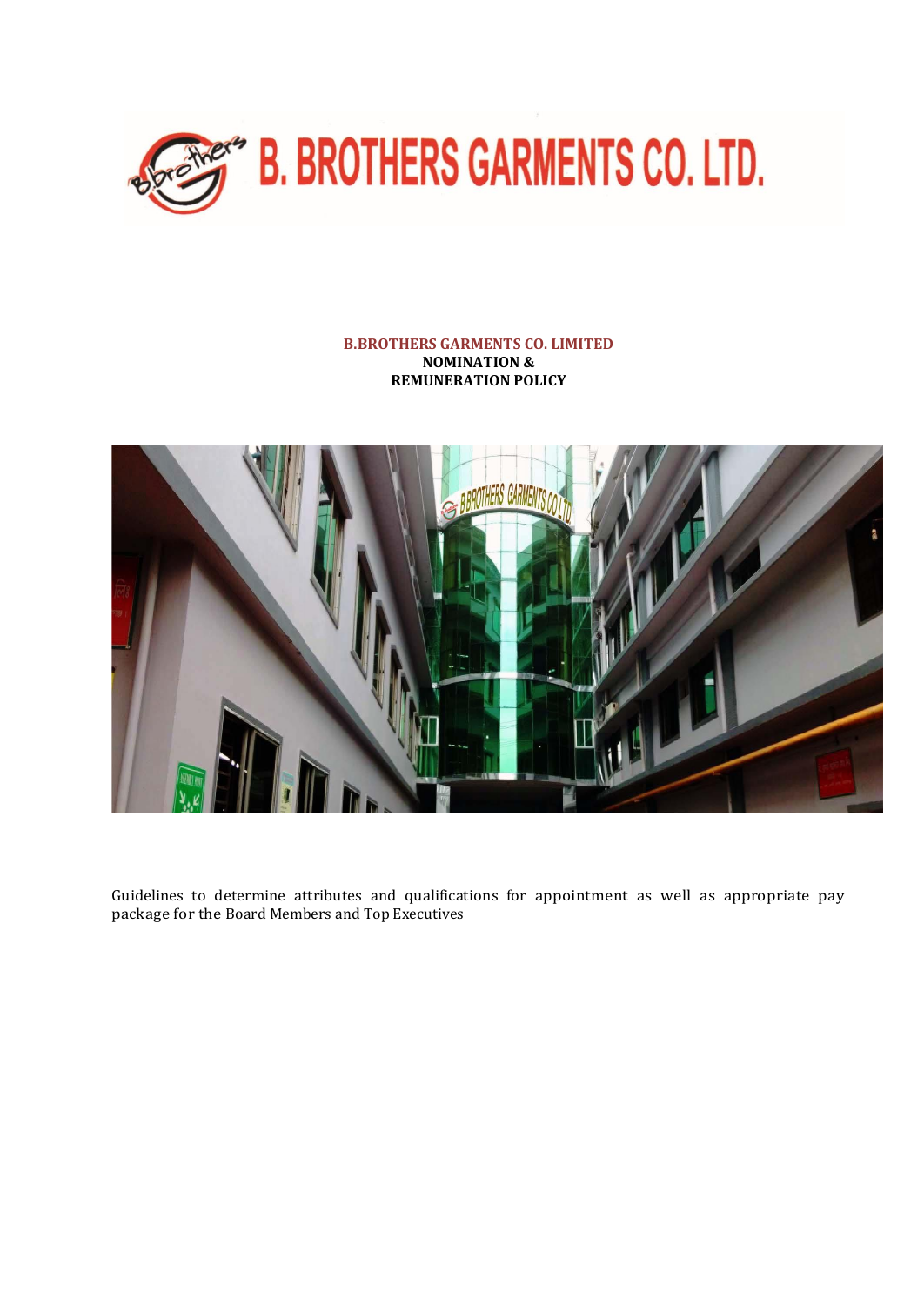# B. BROTHERS GARMENTS CO. LTD.

**B.BROTHERS GARMENTS CO. LIMITED**
**NOMINATION &**
**REMUNERATION POLICY**

Guidelines to determine attributes and qualifications for appointment as well as appropriate pay package for the Board Members and Top Executives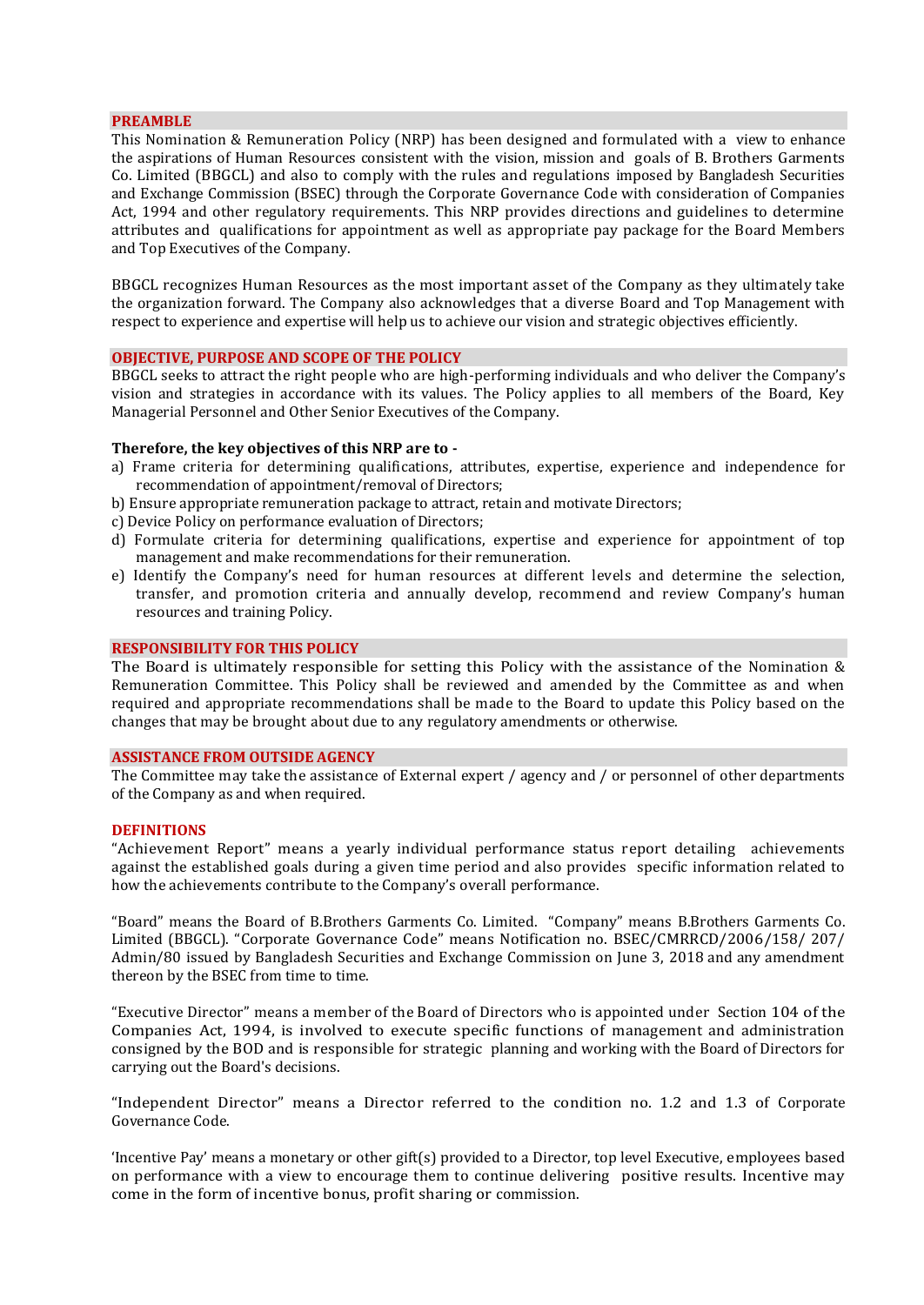## PREAMBLE

This Nomination & Remuneration Policy (NRP) has been designed and formulated with a view to enhance the aspirations of Human Resources consistent with the vision, mission and goals of B. Brothers Garments Co. Limited (BBGCL) and also to comply with the rules and regulations imposed by Bangladesh Securities and Exchange Commission (BSEC) through the Corporate Governance Code with consideration of Companies Act, 1994 and other regulatory requirements. This NRP provides directions and guidelines to determine attributes and qualifications for appointment as well as appropriate pay package for the Board Members and Top Executives of the Company.

BBGCL recognizes Human Resources as the most important asset of the Company as they ultimately take the organization forward. The Company also acknowledges that a diverse Board and Top Management with respect to experience and expertise will help us to achieve our vision and strategic objectives efficiently.

## OBJECTIVE, PURPOSE AND SCOPE OF THE POLICY

BBGCL seeks to attract the right people who are high-performing individuals and who deliver the Company's vision and strategies in accordance with its values. The Policy applies to all members of the Board, Key Managerial Personnel and Other Senior Executives of the Company.

**Therefore, the key objectives of this NRP are to -**

a) Frame criteria for determining qualifications, attributes, expertise, experience and independence for recommendation of appointment/removal of Directors;
b) Ensure appropriate remuneration package to attract, retain and motivate Directors;
c) Device Policy on performance evaluation of Directors;
d) Formulate criteria for determining qualifications, expertise and experience for appointment of top management and make recommendations for their remuneration.
e) Identify the Company's need for human resources at different levels and determine the selection, transfer, and promotion criteria and annually develop, recommend and review Company's human resources and training Policy.

## RESPONSIBILITY FOR THIS POLICY

The Board is ultimately responsible for setting this Policy with the assistance of the Nomination & Remuneration Committee. This Policy shall be reviewed and amended by the Committee as and when required and appropriate recommendations shall be made to the Board to update this Policy based on the changes that may be brought about due to any regulatory amendments or otherwise.

## ASSISTANCE FROM OUTSIDE AGENCY

The Committee may take the assistance of External expert / agency and / or personnel of other departments of the Company as and when required.

## DEFINITIONS

"Achievement Report" means a yearly individual performance status report detailing achievements against the established goals during a given time period and also provides specific information related to how the achievements contribute to the Company's overall performance.

"Board" means the Board of B.Brothers Garments Co. Limited. "Company" means B.Brothers Garments Co. Limited (BBGCL). "Corporate Governance Code" means Notification no. BSEC/CMRRCD/2006/158/ 207/ Admin/80 issued by Bangladesh Securities and Exchange Commission on June 3, 2018 and any amendment thereon by the BSEC from time to time.

"Executive Director" means a member of the Board of Directors who is appointed under Section 104 of the Companies Act, 1994, is involved to execute specific functions of management and administration consigned by the BOD and is responsible for strategic planning and working with the Board of Directors for carrying out the Board's decisions.

"Independent Director" means a Director referred to the condition no. 1.2 and 1.3 of Corporate Governance Code.

'Incentive Pay' means a monetary or other gift(s) provided to a Director, top level Executive, employees based on performance with a view to encourage them to continue delivering positive results. Incentive may come in the form of incentive bonus, profit sharing or commission.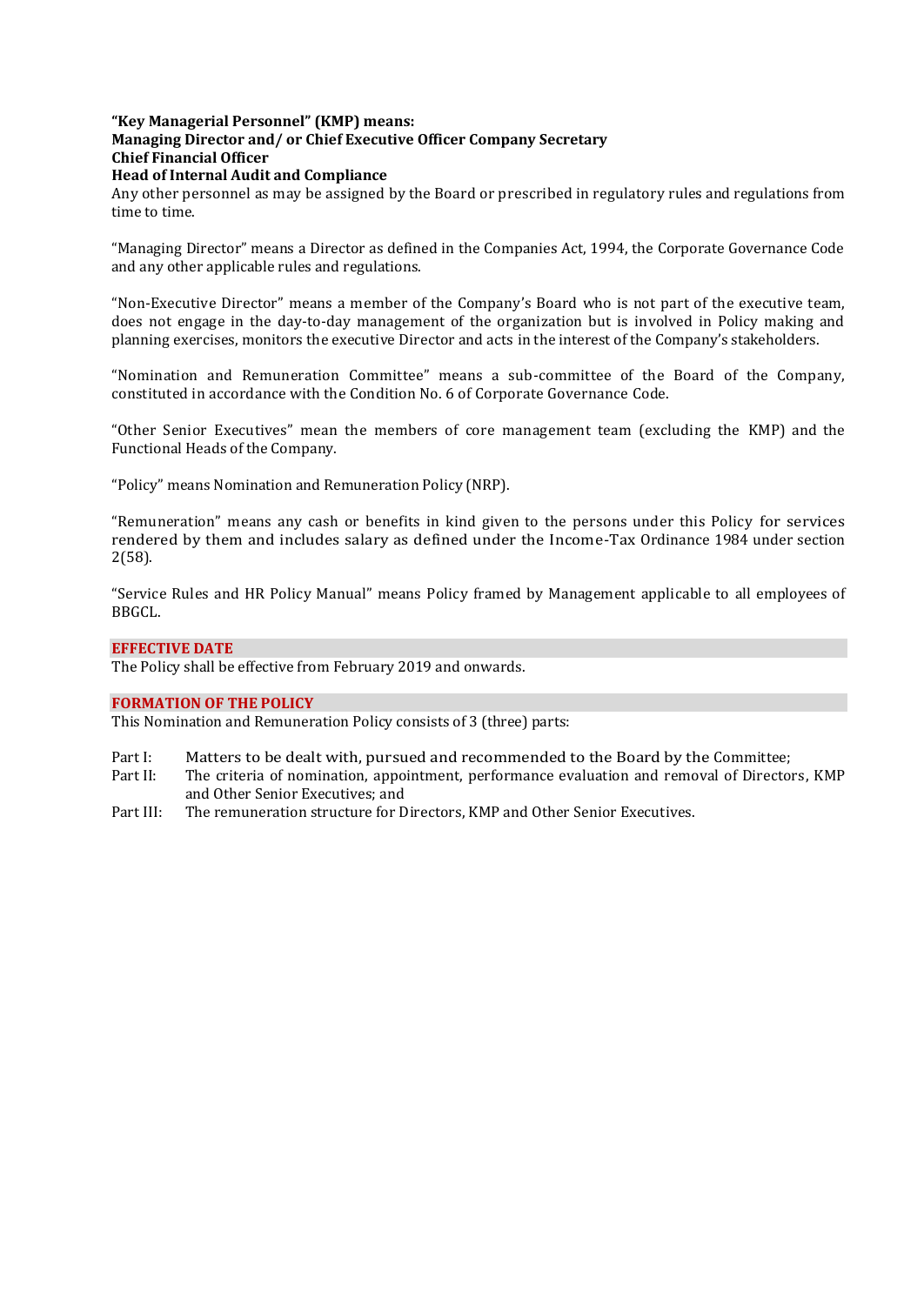**"Key Managerial Personnel" (KMP) means:**
**Managing Director and/ or Chief Executive Officer Company Secretary**
**Chief Financial Officer**
**Head of Internal Audit and Compliance**
Any other personnel as may be assigned by the Board or prescribed in regulatory rules and regulations from time to time.

"Managing Director" means a Director as defined in the Companies Act, 1994, the Corporate Governance Code and any other applicable rules and regulations.

"Non-Executive Director" means a member of the Company's Board who is not part of the executive team, does not engage in the day-to-day management of the organization but is involved in Policy making and planning exercises, monitors the executive Director and acts in the interest of the Company's stakeholders.

"Nomination and Remuneration Committee" means a sub-committee of the Board of the Company, constituted in accordance with the Condition No. 6 of Corporate Governance Code.

"Other Senior Executives" mean the members of core management team (excluding the KMP) and the Functional Heads of the Company.

"Policy" means Nomination and Remuneration Policy (NRP).

"Remuneration" means any cash or benefits in kind given to the persons under this Policy for services rendered by them and includes salary as defined under the Income-Tax Ordinance 1984 under section 2(58).

"Service Rules and HR Policy Manual" means Policy framed by Management applicable to all employees of BBGCL.

## EFFECTIVE DATE

The Policy shall be effective from February 2019 and onwards.

## FORMATION OF THE POLICY

This Nomination and Remuneration Policy consists of 3 (three) parts:

Part I: Matters to be dealt with, pursued and recommended to the Board by the Committee;
Part II: The criteria of nomination, appointment, performance evaluation and removal of Directors, KMP and Other Senior Executives; and
Part III: The remuneration structure for Directors, KMP and Other Senior Executives.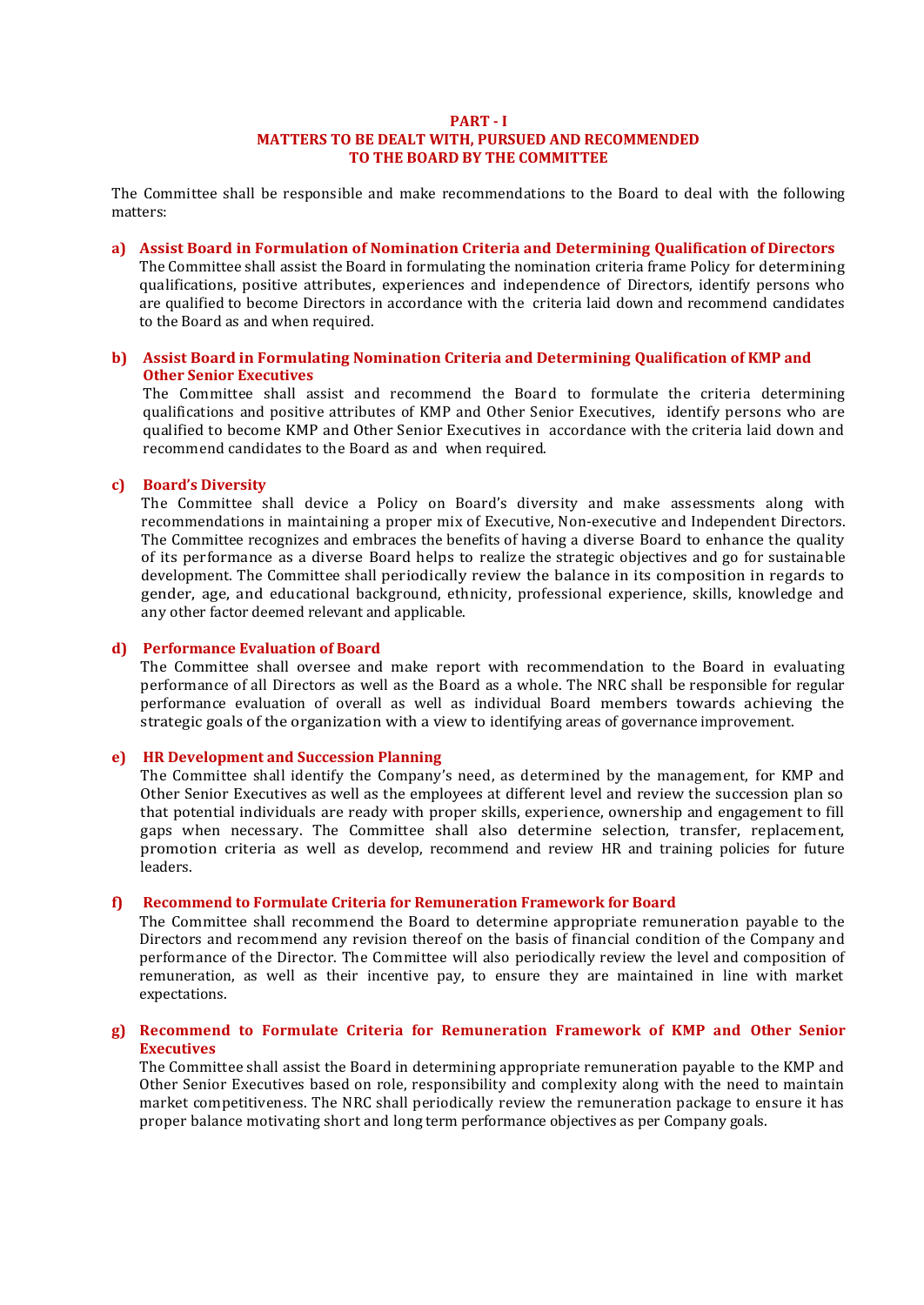## PART - I
## MATTERS TO BE DEALT WITH, PURSUED AND RECOMMENDED TO THE BOARD BY THE COMMITTEE

The Committee shall be responsible and make recommendations to the Board to deal with the following matters:

**a) Assist Board in Formulation of Nomination Criteria and Determining Qualification of Directors**

The Committee shall assist the Board in formulating the nomination criteria frame Policy for determining qualifications, positive attributes, experiences and independence of Directors, identify persons who are qualified to become Directors in accordance with the criteria laid down and recommend candidates to the Board as and when required.

**b) Assist Board in Formulating Nomination Criteria and Determining Qualification of KMP and Other Senior Executives**

The Committee shall assist and recommend the Board to formulate the criteria determining qualifications and positive attributes of KMP and Other Senior Executives, identify persons who are qualified to become KMP and Other Senior Executives in accordance with the criteria laid down and recommend candidates to the Board as and when required.

**c) Board's Diversity**

The Committee shall device a Policy on Board's diversity and make assessments along with recommendations in maintaining a proper mix of Executive, Non-executive and Independent Directors. The Committee recognizes and embraces the benefits of having a diverse Board to enhance the quality of its performance as a diverse Board helps to realize the strategic objectives and go for sustainable development. The Committee shall periodically review the balance in its composition in regards to gender, age, and educational background, ethnicity, professional experience, skills, knowledge and any other factor deemed relevant and applicable.

**d) Performance Evaluation of Board**

The Committee shall oversee and make report with recommendation to the Board in evaluating performance of all Directors as well as the Board as a whole. The NRC shall be responsible for regular performance evaluation of overall as well as individual Board members towards achieving the strategic goals of the organization with a view to identifying areas of governance improvement.

**e) HR Development and Succession Planning**

The Committee shall identify the Company's need, as determined by the management, for KMP and Other Senior Executives as well as the employees at different level and review the succession plan so that potential individuals are ready with proper skills, experience, ownership and engagement to fill gaps when necessary. The Committee shall also determine selection, transfer, replacement, promotion criteria as well as develop, recommend and review HR and training policies for future leaders.

**f) Recommend to Formulate Criteria for Remuneration Framework for Board**

The Committee shall recommend the Board to determine appropriate remuneration payable to the Directors and recommend any revision thereof on the basis of financial condition of the Company and performance of the Director. The Committee will also periodically review the level and composition of remuneration, as well as their incentive pay, to ensure they are maintained in line with market expectations.

**g) Recommend to Formulate Criteria for Remuneration Framework of KMP and Other Senior Executives**

The Committee shall assist the Board in determining appropriate remuneration payable to the KMP and Other Senior Executives based on role, responsibility and complexity along with the need to maintain market competitiveness. The NRC shall periodically review the remuneration package to ensure it has proper balance motivating short and long term performance objectives as per Company goals.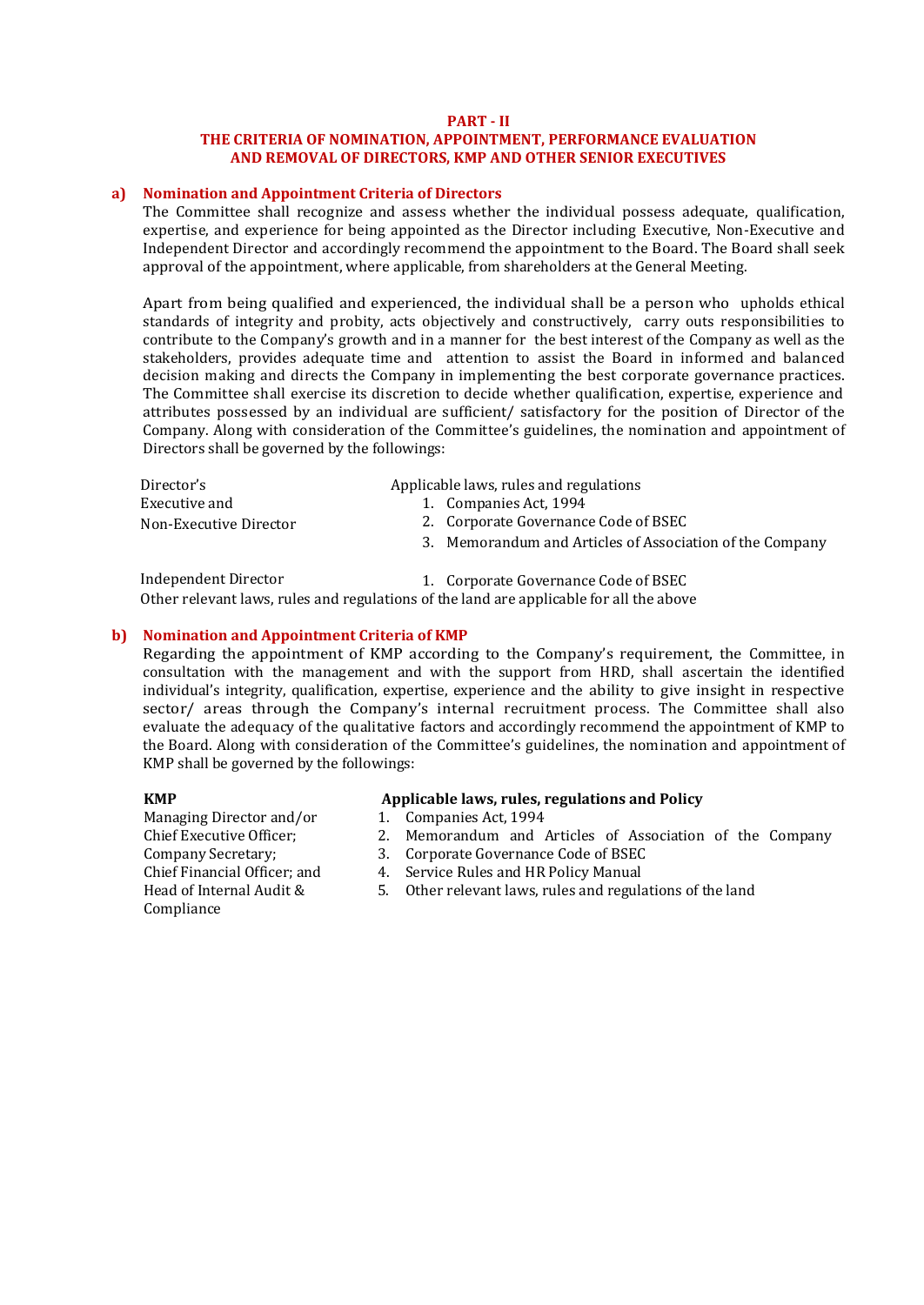## PART - II
## THE CRITERIA OF NOMINATION, APPOINTMENT, PERFORMANCE EVALUATION AND REMOVAL OF DIRECTORS, KMP AND OTHER SENIOR EXECUTIVES

### a) Nomination and Appointment Criteria of Directors

The Committee shall recognize and assess whether the individual possess adequate, qualification, expertise, and experience for being appointed as the Director including Executive, Non-Executive and Independent Director and accordingly recommend the appointment to the Board. The Board shall seek approval of the appointment, where applicable, from shareholders at the General Meeting.

Apart from being qualified and experienced, the individual shall be a person who upholds ethical standards of integrity and probity, acts objectively and constructively, carry outs responsibilities to contribute to the Company's growth and in a manner for the best interest of the Company as well as the stakeholders, provides adequate time and attention to assist the Board in informed and balanced decision making and directs the Company in implementing the best corporate governance practices. The Committee shall exercise its discretion to decide whether qualification, expertise, experience and attributes possessed by an individual are sufficient/ satisfactory for the position of Director of the Company. Along with consideration of the Committee's guidelines, the nomination and appointment of Directors shall be governed by the followings:

| Director's | Applicable laws, rules and regulations |
|---|---|
| Executive and Non-Executive Director | 1. Companies Act, 1994<br>2. Corporate Governance Code of BSEC<br>3. Memorandum and Articles of Association of the Company |
| Independent Director | 1. Corporate Governance Code of BSEC |

Other relevant laws, rules and regulations of the land are applicable for all the above

### b) Nomination and Appointment Criteria of KMP

Regarding the appointment of KMP according to the Company's requirement, the Committee, in consultation with the management and with the support from HRD, shall ascertain the identified individual's integrity, qualification, expertise, experience and the ability to give insight in respective sector/ areas through the Company's internal recruitment process. The Committee shall also evaluate the adequacy of the qualitative factors and accordingly recommend the appointment of KMP to the Board. Along with consideration of the Committee's guidelines, the nomination and appointment of KMP shall be governed by the followings:

| **KMP** | **Applicable laws, rules, regulations and Policy** |
|---|---|
| Managing Director and/or Chief Executive Officer; Company Secretary; Chief Financial Officer; and Head of Internal Audit & Compliance | 1. Companies Act, 1994<br>2. Memorandum and Articles of Association of the Company<br>3. Corporate Governance Code of BSEC<br>4. Service Rules and HR Policy Manual<br>5. Other relevant laws, rules and regulations of the land |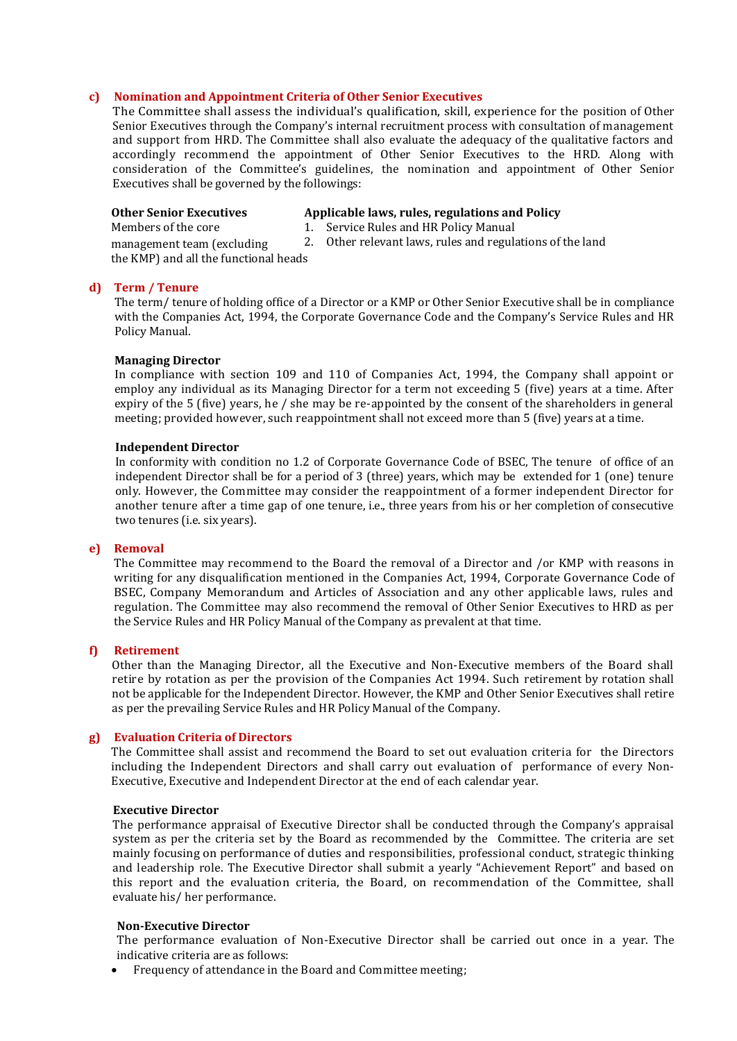**c) Nomination and Appointment Criteria of Other Senior Executives**

The Committee shall assess the individual's qualification, skill, experience for the position of Other Senior Executives through the Company's internal recruitment process with consultation of management and support from HRD. The Committee shall also evaluate the adequacy of the qualitative factors and accordingly recommend the appointment of Other Senior Executives to the HRD. Along with consideration of the Committee's guidelines, the nomination and appointment of Other Senior Executives shall be governed by the followings:

| Other Senior Executives | Applicable laws, rules, regulations and Policy |
| --- | --- |
| Members of the core management team (excluding the KMP) and all the functional heads | 1. Service Rules and HR Policy Manual<br>2. Other relevant laws, rules and regulations of the land |

**d) Term / Tenure**

The term/ tenure of holding office of a Director or a KMP or Other Senior Executive shall be in compliance with the Companies Act, 1994, the Corporate Governance Code and the Company's Service Rules and HR Policy Manual.

**Managing Director**

In compliance with section 109 and 110 of Companies Act, 1994, the Company shall appoint or employ any individual as its Managing Director for a term not exceeding 5 (five) years at a time. After expiry of the 5 (five) years, he / she may be re-appointed by the consent of the shareholders in general meeting; provided however, such reappointment shall not exceed more than 5 (five) years at a time.

**Independent Director**

In conformity with condition no 1.2 of Corporate Governance Code of BSEC, The tenure of office of an independent Director shall be for a period of 3 (three) years, which may be extended for 1 (one) tenure only. However, the Committee may consider the reappointment of a former independent Director for another tenure after a time gap of one tenure, i.e., three years from his or her completion of consecutive two tenures (i.e. six years).

**e) Removal**

The Committee may recommend to the Board the removal of a Director and /or KMP with reasons in writing for any disqualification mentioned in the Companies Act, 1994, Corporate Governance Code of BSEC, Company Memorandum and Articles of Association and any other applicable laws, rules and regulation. The Committee may also recommend the removal of Other Senior Executives to HRD as per the Service Rules and HR Policy Manual of the Company as prevalent at that time.

**f) Retirement**

Other than the Managing Director, all the Executive and Non-Executive members of the Board shall retire by rotation as per the provision of the Companies Act 1994. Such retirement by rotation shall not be applicable for the Independent Director. However, the KMP and Other Senior Executives shall retire as per the prevailing Service Rules and HR Policy Manual of the Company.

**g) Evaluation Criteria of Directors**

The Committee shall assist and recommend the Board to set out evaluation criteria for the Directors including the Independent Directors and shall carry out evaluation of performance of every Non-Executive, Executive and Independent Director at the end of each calendar year.

**Executive Director**

The performance appraisal of Executive Director shall be conducted through the Company's appraisal system as per the criteria set by the Board as recommended by the Committee. The criteria are set mainly focusing on performance of duties and responsibilities, professional conduct, strategic thinking and leadership role. The Executive Director shall submit a yearly "Achievement Report" and based on this report and the evaluation criteria, the Board, on recommendation of the Committee, shall evaluate his/ her performance.

**Non-Executive Director**

The performance evaluation of Non-Executive Director shall be carried out once in a year. The indicative criteria are as follows:

- Frequency of attendance in the Board and Committee meeting;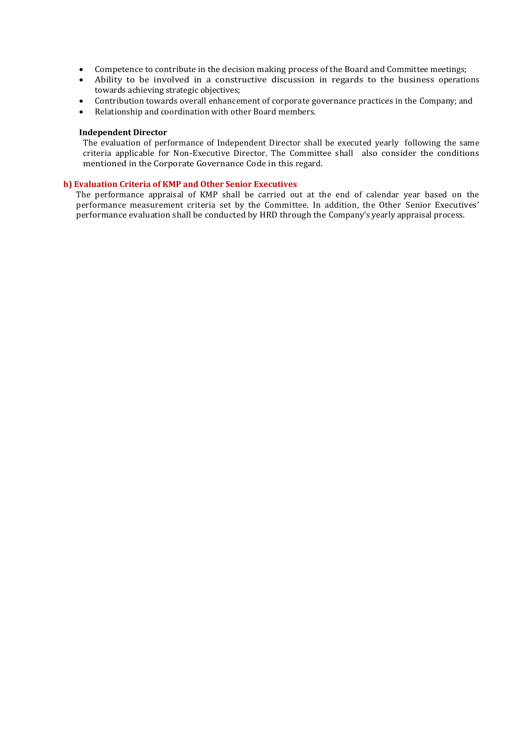- Competence to contribute in the decision making process of the Board and Committee meetings;
- Ability to be involved in a constructive discussion in regards to the business operations towards achieving strategic objectives;
- Contribution towards overall enhancement of corporate governance practices in the Company; and
- Relationship and coordination with other Board members.

**Independent Director**

The evaluation of performance of Independent Director shall be executed yearly following the same criteria applicable for Non-Executive Director. The Committee shall also consider the conditions mentioned in the Corporate Governance Code in this regard.

### h) Evaluation Criteria of KMP and Other Senior Executives

The performance appraisal of KMP shall be carried out at the end of calendar year based on the performance measurement criteria set by the Committee. In addition, the Other Senior Executives' performance evaluation shall be conducted by HRD through the Company's yearly appraisal process.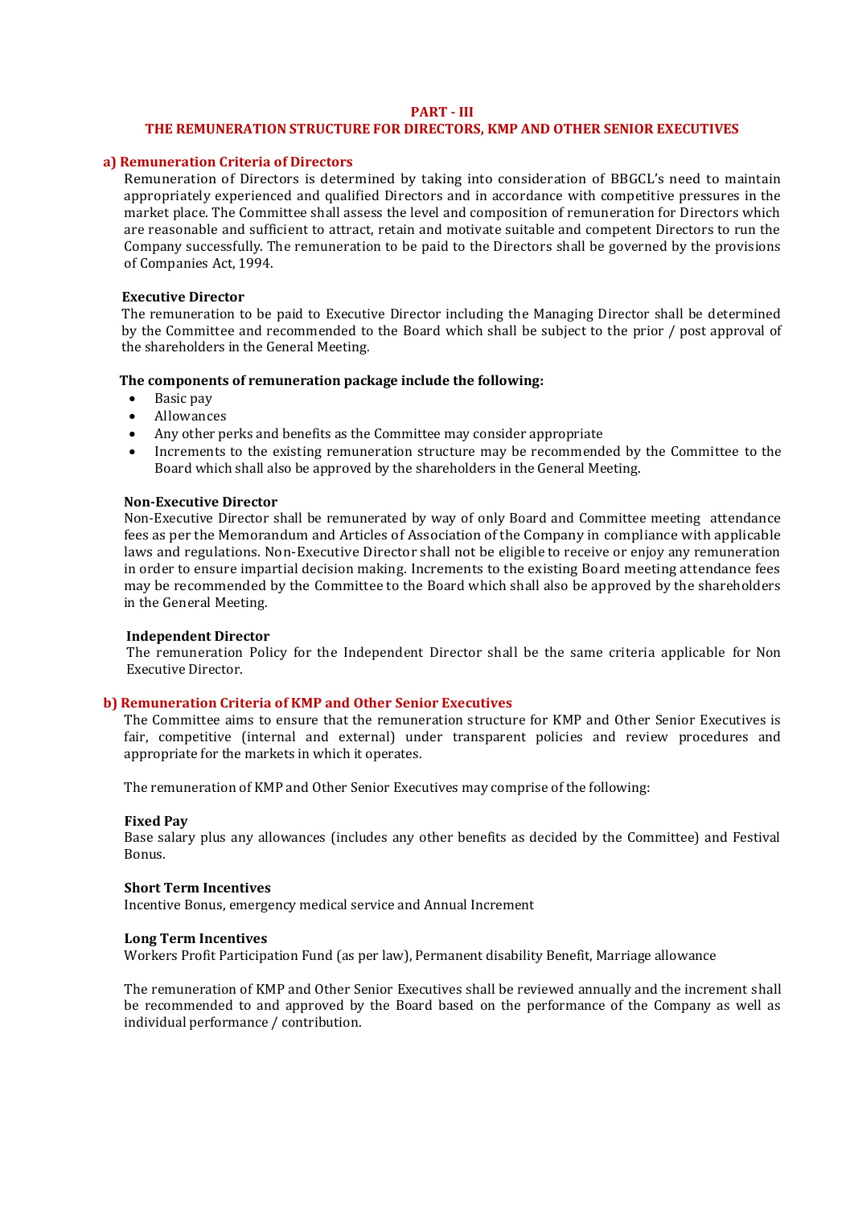## PART - III

## THE REMUNERATION STRUCTURE FOR DIRECTORS, KMP AND OTHER SENIOR EXECUTIVES

### a) Remuneration Criteria of Directors

Remuneration of Directors is determined by taking into consideration of BBGCL's need to maintain appropriately experienced and qualified Directors and in accordance with competitive pressures in the market place. The Committee shall assess the level and composition of remuneration for Directors which are reasonable and sufficient to attract, retain and motivate suitable and competent Directors to run the Company successfully. The remuneration to be paid to the Directors shall be governed by the provisions of Companies Act, 1994.

**Executive Director**

The remuneration to be paid to Executive Director including the Managing Director shall be determined by the Committee and recommended to the Board which shall be subject to the prior / post approval of the shareholders in the General Meeting.

**The components of remuneration package include the following:**

- Basic pay
- Allowances
- Any other perks and benefits as the Committee may consider appropriate
- Increments to the existing remuneration structure may be recommended by the Committee to the Board which shall also be approved by the shareholders in the General Meeting.

**Non-Executive Director**

Non-Executive Director shall be remunerated by way of only Board and Committee meeting attendance fees as per the Memorandum and Articles of Association of the Company in compliance with applicable laws and regulations. Non-Executive Director shall not be eligible to receive or enjoy any remuneration in order to ensure impartial decision making. Increments to the existing Board meeting attendance fees may be recommended by the Committee to the Board which shall also be approved by the shareholders in the General Meeting.

**Independent Director**

The remuneration Policy for the Independent Director shall be the same criteria applicable for Non Executive Director.

### b) Remuneration Criteria of KMP and Other Senior Executives

The Committee aims to ensure that the remuneration structure for KMP and Other Senior Executives is fair, competitive (internal and external) under transparent policies and review procedures and appropriate for the markets in which it operates.

The remuneration of KMP and Other Senior Executives may comprise of the following:

**Fixed Pay**

Base salary plus any allowances (includes any other benefits as decided by the Committee) and Festival Bonus.

**Short Term Incentives**

Incentive Bonus, emergency medical service and Annual Increment

**Long Term Incentives**

Workers Profit Participation Fund (as per law), Permanent disability Benefit, Marriage allowance

The remuneration of KMP and Other Senior Executives shall be reviewed annually and the increment shall be recommended to and approved by the Board based on the performance of the Company as well as individual performance / contribution.